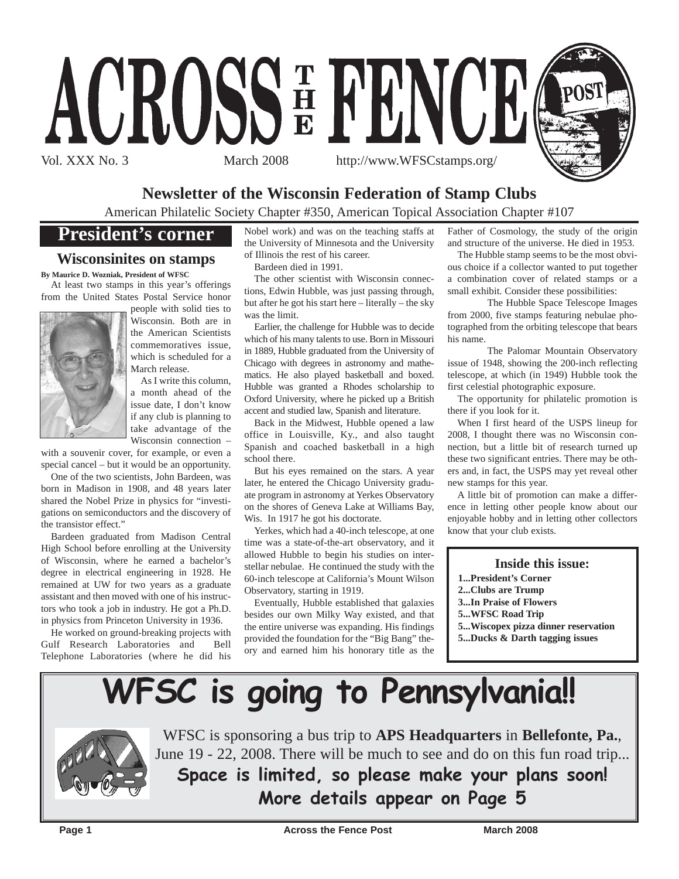# ACROSS THE FENCE POST

Vol. XXX No. 3 March 2008 http://www.WFSCstamps.org/

**Newsletter of the Wisconsin Federation of Stamp Clubs**

American Philatelic Society Chapter #350, American Topical Association Chapter #107

## President's corner

### Wisconsinites on stamps

**By Maurice D. Wozniak, President of WFSC**

At least two stamps in this year's offerings from the United States Postal Service honor people with solid ties to Wisconsin. Both are in the American Scientists commemoratives issue, which is scheduled for a March release.

As I write this column, a month ahead of the issue date, I don't know if any club is planning to take advantage of the Wisconsin connection – with a souvenir cover, for example, or even a special cancel – but it would be an opportunity.

One of the two scientists, John Bardeen, was born in Madison in 1908, and 48 years later shared the Nobel Prize in physics for "investigations on semiconductors and the discovery of the transistor effect."

Bardeen graduated from Madison Central High School before enrolling at the University of Wisconsin, where he earned a bachelor's degree in electrical engineering in 1928. He remained at UW for two years as a graduate assistant and then moved with one of his instructors who took a job in industry. He got a Ph.D. in physics from Princeton University in 1936.

He worked on ground-breaking projects with Gulf Research Laboratories and Bell Telephone Laboratories (where he did his Nobel work) and was on the teaching staffs at the University of Minnesota and the University of Illinois the rest of his career.

Bardeen died in 1991.

The other scientist with Wisconsin connections, Edwin Hubble, was just passing through, but after he got his start here – literally – the sky was the limit.

Earlier, the challenge for Hubble was to decide which of his many talents to use. Born in Missouri in 1889, Hubble graduated from the University of Chicago with degrees in astronomy and mathematics. He also played basketball and boxed. Hubble was granted a Rhodes scholarship to Oxford University, where he picked up a British accent and studied law, Spanish and literature.

Back in the Midwest, Hubble opened a law office in Louisville, Ky., and also taught Spanish and coached basketball in a high school there.

But his eyes remained on the stars. A year later, he entered the Chicago University graduate program in astronomy at Yerkes Observatory on the shores of Geneva Lake at Williams Bay, Wis. In 1917 he got his doctorate.

Yerkes, which had a 40-inch telescope, at one time was a state-of-the-art observatory, and it allowed Hubble to begin his studies on interstellar nebulae. He continued the study with the 60-inch telescope at California's Mount Wilson Observatory, starting in 1919.

Eventually, Hubble established that galaxies besides our own Milky Way existed, and that the entire universe was expanding. His findings provided the foundation for the "Big Bang" theory and earned him his honorary title as the Father of Cosmology, the study of the origin and structure of the universe. He died in 1953.

The Hubble stamp seems to be the most obvious choice if a collector wanted to put together a combination cover of related stamps or a small exhibit. Consider these possibilities:

The Hubble Space Telescope Images from 2000, five stamps featuring nebulae photographed from the orbiting telescope that bears his name.

The Palomar Mountain Observatory issue of 1948, showing the 200-inch reflecting telescope, at which (in 1949) Hubble took the first celestial photographic exposure.

The opportunity for philatelic promotion is there if you look for it.

When I first heard of the USPS lineup for 2008, I thought there was no Wisconsin connection, but a little bit of research turned up these two significant entries. There may be others and, in fact, the USPS may yet reveal other new stamps for this year.

A little bit of promotion can make a difference in letting other people know about our enjoyable hobby and in letting other collectors know that your club exists.

**Inside this issue:**

- **1...President's Corner**
- **2...Clubs are Trump**
- **3...In Praise of Flowers**
- **5...WFSC Road Trip**
- **5...Wiscopex pizza dinner reservation**
- **5...Ducks & Darth tagging issues**

## WFSC is going to Pennsylvania!!

WFSC is sponsoring a bus trip to **APS Headquarters** in **Bellefonte, Pa.**, June 19 - 22, 2008. There will be much to see and do on this fun road trip...

**Space is limited, so please make your plans soon!**

**More details appear on Page 5**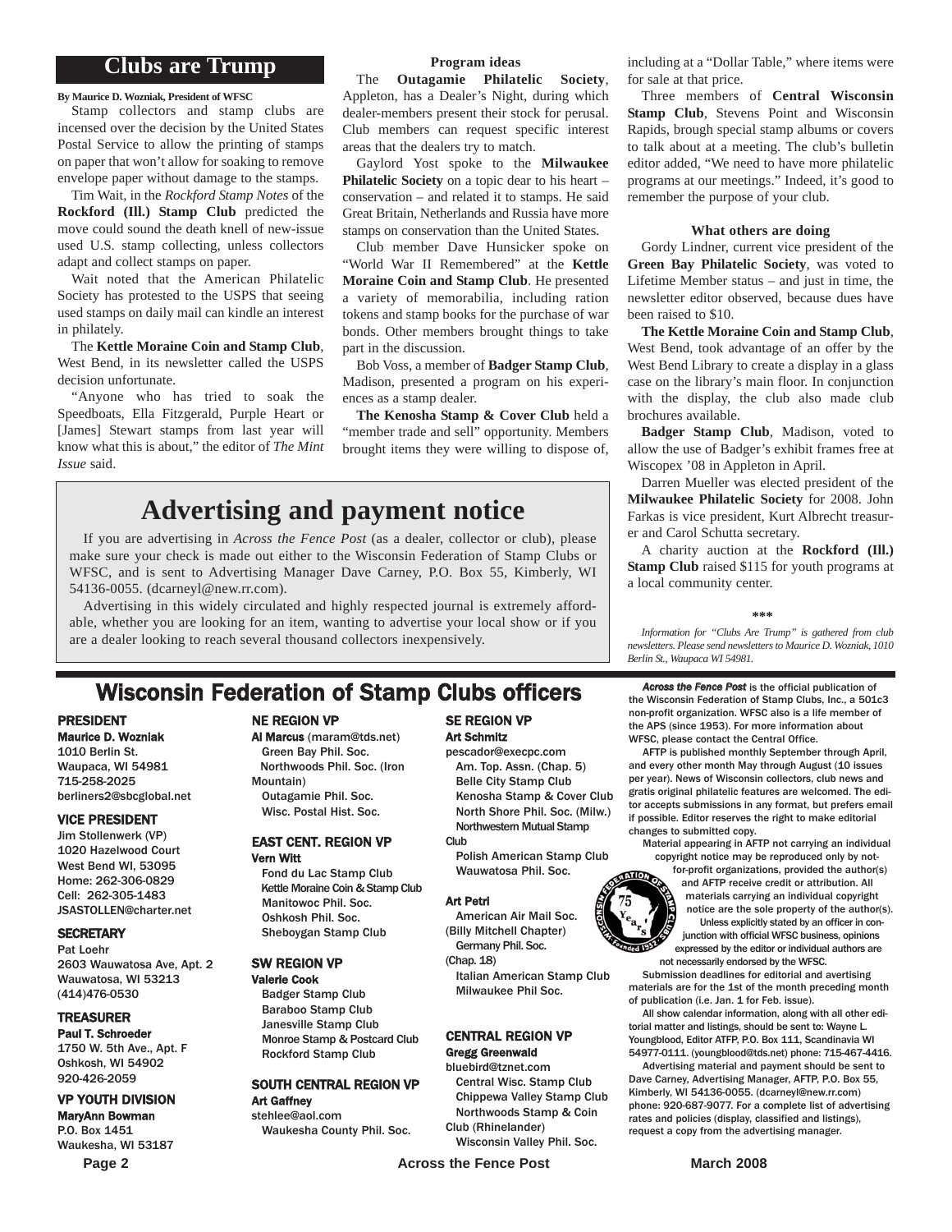## Clubs are Trump

**By Maurice D. Wozniak, President of WFSC**

Stamp collectors and stamp clubs are incensed over the decision by the United States Postal Service to allow the printing of stamps on paper that won't allow for soaking to remove envelope paper without damage to the stamps.

Tim Wait, in the *Rockford Stamp Notes* of the **Rockford (Ill.) Stamp Club** predicted the move could sound the death knell of new-issue used U.S. stamp collecting, unless collectors adapt and collect stamps on paper.

Wait noted that the American Philatelic Society has protested to the USPS that seeing used stamps on daily mail can kindle an interest in philately.

The **Kettle Moraine Coin and Stamp Club**, West Bend, in its newsletter called the USPS decision unfortunate.

"Anyone who has tried to soak the Speedboats, Ella Fitzgerald, Purple Heart or [James] Stewart stamps from last year will know what this is about," the editor of *The Mint Issue* said.

**Program ideas**

The **Outagamie Philatelic Society**, Appleton, has a Dealer's Night, during which dealer-members present their stock for perusal. Club members can request specific interest areas that the dealers try to match.

Gaylord Yost spoke to the **Milwaukee Philatelic Society** on a topic dear to his heart – conservation – and related it to stamps. He said Great Britain, Netherlands and Russia have more stamps on conservation than the United States.

Club member Dave Hunsicker spoke on "World War II Remembered" at the **Kettle Moraine Coin and Stamp Club**. He presented a variety of memorabilia, including ration tokens and stamp books for the purchase of war bonds. Other members brought things to take part in the discussion.

Bob Voss, a member of **Badger Stamp Club**, Madison, presented a program on his experiences as a stamp dealer.

**The Kenosha Stamp & Cover Club** held a "member trade and sell" opportunity. Members brought items they were willing to dispose of, including at a "Dollar Table," where items were for sale at that price.

Three members of **Central Wisconsin Stamp Club**, Stevens Point and Wisconsin Rapids, brough special stamp albums or covers to talk about at a meeting. The club's bulletin editor added, "We need to have more philatelic programs at our meetings." Indeed, it's good to remember the purpose of your club.

**What others are doing**

Gordy Lindner, current vice president of the **Green Bay Philatelic Society**, was voted to Lifetime Member status – and just in time, the newsletter editor observed, because dues have been raised to $10.

**The Kettle Moraine Coin and Stamp Club**, West Bend, took advantage of an offer by the West Bend Library to create a display in a glass case on the library's main floor. In conjunction with the display, the club also made club brochures available.

**Badger Stamp Club**, Madison, voted to allow the use of Badger's exhibit frames free at Wiscopex '08 in Appleton in April.

Darren Mueller was elected president of the **Milwaukee Philatelic Society** for 2008. John Farkas is vice president, Kurt Albrecht treasurer and Carol Schutta secretary.

A charity auction at the **Rockford (Ill.) Stamp Club** raised $115 for youth programs at a local community center.

***

*Information for "Clubs Are Trump" is gathered from club newsletters. Please send newsletters to Maurice D. Wozniak, 1010 Berlin St., Waupaca WI 54981.*

## Advertising and payment notice

If you are advertising in *Across the Fence Post* (as a dealer, collector or club), please make sure your check is made out either to the Wisconsin Federation of Stamp Clubs or WFSC, and is sent to Advertising Manager Dave Carney, P.O. Box 55, Kimberly, WI 54136-0055. (dcarneyl@new.rr.com).

Advertising in this widely circulated and highly respected journal is extremely affordable, whether you are looking for an item, wanting to advertise your local show or if you are a dealer looking to reach several thousand collectors inexpensively.

## Wisconsin Federation of Stamp Clubs officers

**PRESIDENT**
**Maurice D. Wozniak**
1010 Berlin St.
Waupaca, WI 54981
715-258-2025
berliners2@sbcglobal.net

**VICE PRESIDENT**
Jim Stollenwerk (VP)
1020 Hazelwood Court
West Bend WI, 53095
Home: 262-306-0829
Cell: 262-305-1483
JSASTOLLEN@charter.net

**SECRETARY**
Pat Loehr
2603 Wauwatosa Ave, Apt. 2
Wauwatosa, WI 53213
(414)476-0530

**TREASURER**
**Paul T. Schroeder**
1750 W. 5th Ave., Apt. F
Oshkosh, WI 54902
920-426-2059

**VP YOUTH DIVISION**
**MaryAnn Bowman**
P.O. Box 1451
Waukesha, WI 53187

**NE REGION VP**
**Al Marcus** (maram@tds.net)
Green Bay Phil. Soc.
Northwoods Phil. Soc. (Iron Mountain)
Outagamie Phil. Soc.
Wisc. Postal Hist. Soc.

**EAST CENT. REGION VP**
**Vern Witt**
Fond du Lac Stamp Club
Kettle Moraine Coin & Stamp Club
Manitowoc Phil. Soc.
Oshkosh Phil. Soc.
Sheboygan Stamp Club

**SW REGION VP**
**Valerie Cook**
Badger Stamp Club
Baraboo Stamp Club
Janesville Stamp Club
Monroe Stamp & Postcard Club
Rockford Stamp Club

**SOUTH CENTRAL REGION VP**
**Art Gaffney**
stehlee@aol.com
Waukesha County Phil. Soc.

**SE REGION VP**
**Art Schmitz**
pescador@execpc.com
Am. Top. Assn. (Chap. 5)
Belle City Stamp Club
Kenosha Stamp & Cover Club
North Shore Phil. Soc. (Milw.)
Northwestern Mutual Stamp Club
Polish American Stamp Club
Wauwatosa Phil. Soc.

**Art Petri**
American Air Mail Soc. (Billy Mitchell Chapter)
Germany Phil. Soc. (Chap. 18)
Italian American Stamp Club
Milwaukee Phil Soc.

**CENTRAL REGION VP**
**Gregg Greenwald**
bluebird@tznet.com
Central Wisc. Stamp Club
Chippewa Valley Stamp Club
Northwoods Stamp & Coin Club (Rhinelander)
Wisconsin Valley Phil. Soc.

***Across the Fence Post*** **is the official publication of the Wisconsin Federation of Stamp Clubs, Inc., a 501c3 non-profit organization. WFSC also is a life member of the APS (since 1953). For more information about WFSC, please contact the Central Office.**

AFTP is published monthly September through April, and every other month May through August (10 issues per year). News of Wisconsin collectors, club news and gratis original philatelic features are welcomed. The editor accepts submissions in any format, but prefers email if possible. Editor reserves the right to make editorial changes to submitted copy.

Material appearing in AFTP not carrying an individual copyright notice may be reproduced only by not-for-profit organizations, provided the author(s) and AFTP receive credit or attribution. All materials carrying an individual copyright notice are the sole property of the author(s).

Unless explicitly stated by an officer in conjunction with official WFSC business, opinions expressed by the editor or individual authors are not necessarily endorsed by the WFSC.

Submission deadlines for editorial and avertising materials are for the 1st of the month preceding month of publication (i.e. Jan. 1 for Feb. issue).

All show calendar information, along with all other editorial matter and listings, should be sent to: Wayne L. Youngblood, Editor ATFP, P.O. Box 111, Scandinavia WI 54977-0111. (youngblood@tds.net) phone: 715-467-4416.

Advertising material and payment should be sent to Dave Carney, Advertising Manager, AFTP, P.O. Box 55, Kimberly, WI 54136-0055. (dcarneyl@new.rr.com) phone: 920-687-9077. For a complete list of advertising rates and policies (display, classified and listings), request a copy from the advertising manager.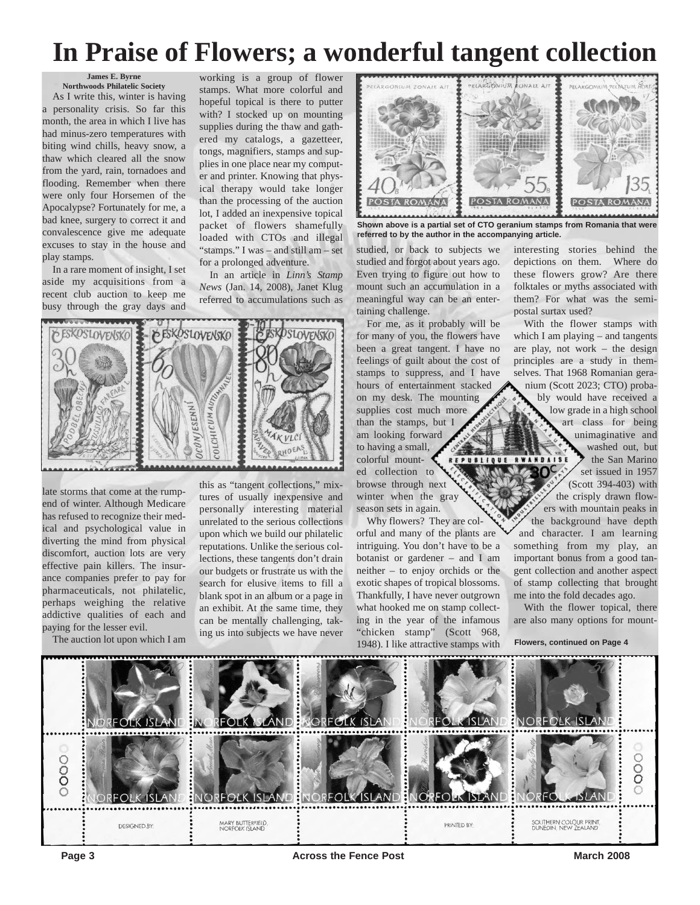# In Praise of Flowers; a wonderful tangent collection

**James E. Byrne**
**Northwoods Philatelic Society**

As I write this, winter is having a personality crisis. So far this month, the area in which I live has had minus-zero temperatures with biting wind chills, heavy snow, a thaw which cleared all the snow from the yard, rain, tornadoes and flooding. Remember when there were only four Horsemen of the Apocalypse? Fortunately for me, a bad knee, surgery to correct it and convalescence give me adequate excuses to stay in the house and play stamps.

In a rare moment of insight, I set aside my acquisitions from a recent club auction to keep me busy through the gray days and late storms that come at the rump-end of winter. Although Medicare has refused to recognize their medical and psychological value in diverting the mind from physical discomfort, auction lots are very effective pain killers. The insurance companies prefer to pay for pharmaceuticals, not philatelic, perhaps weighing the relative addictive qualities of each and paying for the lesser evil.

The auction lot upon which I am working is a group of flower stamps. What more colorful and hopeful topical is there to putter with? I stocked up on mounting supplies during the thaw and gathered my catalogs, a gazetteer, tongs, magnifiers, stamps and supplies in one place near my computer and printer. Knowing that physical therapy would take longer than the processing of the auction lot, I added an inexpensive topical packet of flowers shamefully loaded with CTOs and illegal "stamps." I was – and still am – set for a prolonged adventure.

In an article in *Linn's Stamp News* (Jan. 14, 2008), Janet Klug referred to accumulations such as this as "tangent collections," mixtures of usually inexpensive and personally interesting material unrelated to the serious collections upon which we build our philatelic reputations. Unlike the serious collections, these tangents don't drain our budgets or frustrate us with the search for elusive items to fill a blank spot in an album or a page in an exhibit. At the same time, they can be mentally challenging, taking us into subjects we have never studied, or back to subjects we studied and forgot about years ago. Even trying to figure out how to mount such an accumulation in a meaningful way can be an entertaining challenge.

Shown above is a partial set of CTO geranium stamps from Romania that were referred to by the author in the accompanying article.

For me, as it probably will be for many of you, the flowers have been a great tangent. I have no feelings of guilt about the cost of stamps to suppress, and I have hours of entertainment stacked on my desk. The mounting supplies cost much more than the stamps, but I am looking forward to having a small, colorful mounted collection to browse through next winter when the gray season sets in again.

Why flowers? They are colorful and many of the plants are intriguing. You don't have to be a botanist or gardener – and I am neither – to enjoy orchids or the exotic shapes of tropical blossoms. Thankfully, I have never outgrown what hooked me on stamp collecting in the year of the infamous "chicken stamp" (Scott 968, 1948). I like attractive stamps with interesting stories behind the depictions on them. Where do these flowers grow? Are there folktales or myths associated with them? For what was the semi-postal surtax used?

With the flower stamps with which I am playing – and tangents are play, not work – the design principles are a study in themselves. That 1968 Romanian geranium (Scott 2023; CTO) probably would have received a low grade in a high school art class for being unimaginative and washed out, but the San Marino set issued in 1957 (Scott 394-403) with the crisply drawn flowers with mountain peaks in the background have depth and character. I am learning something from my play, an important bonus from a good tangent collection and another aspect of stamp collecting that brought me into the fold decades ago.

With the flower topical, there are also many options for mount-

**Flowers, continued on Page 4**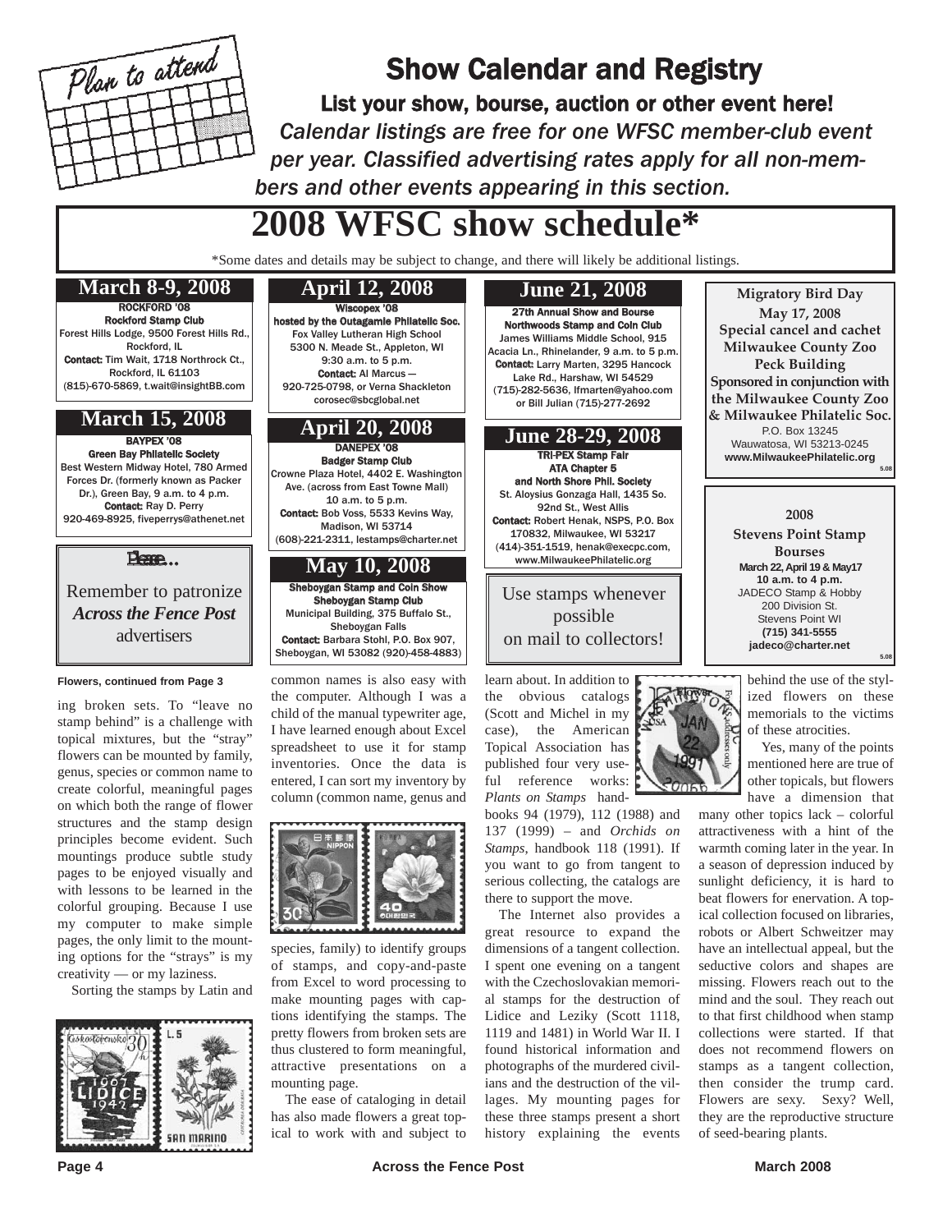# Show Calendar and Registry

**List your show, bourse, auction or other event here!**

*Calendar listings are free for one WFSC member-club event per year. Classified advertising rates apply for all non-members and other events appearing in this section.*

## 2008 WFSC show schedule*

*Some dates and details may be subject to change, and there will likely be additional listings.

### March 8-9, 2008

**ROCKFORD '08**
**Rockford Stamp Club**
Forest Hills Lodge, 9500 Forest Hills Rd., Rockford, IL
**Contact:** Tim Wait, 1718 Northrock Ct., Rockford, IL 61103
(815)-670-5869, t.wait@insightBB.com

### March 15, 2008

**BAYPEX '08**
**Green Bay Philatelic Society**
Best Western Midway Hotel, 780 Armed Forces Dr. (formerly known as Packer Dr.), Green Bay, 9 a.m. to 4 p.m.
**Contact:** Ray D. Perry
920-469-8925, fiveperrys@athenet.net

### April 12, 2008

**Wiscopex '08**
**hosted by the Outagamie Philatelic Soc.**
Fox Valley Lutheran High School
5300 N. Meade St., Appleton, WI
9:30 a.m. to 5 p.m.
**Contact:** Al Marcus —
920-725-0798, or Verna Shackleton
corosec@sbcglobal.net

### April 20, 2008

**DANEPEX '08**
**Badger Stamp Club**
Crowne Plaza Hotel, 4402 E. Washington Ave. (across from East Towne Mall)
10 a.m. to 5 p.m.
**Contact:** Bob Voss, 5533 Kevins Way, Madison, WI 53714
(608)-221-2311, lestamps@charter.net

### May 10, 2008

**Sheboygan Stamp and Coin Show**
**Sheboygan Stamp Club**
Municipal Building, 375 Buffalo St., Sheboygan Falls
**Contact:** Barbara Stohl, P.O. Box 907, Sheboygan, WI 53082 (920)-458-4883)

### June 21, 2008

**27th Annual Show and Bourse**
**Northwoods Stamp and Coin Club**
James Williams Middle School, 915 Acacia Ln., Rhinelander, 9 a.m. to 5 p.m.
**Contact:** Larry Marten, 3295 Hancock Lake Rd., Harshaw, WI 54529
(715)-282-5636, lfmarten@yahoo.com
or Bill Julian (715)-277-2692

### June 28-29, 2008

**TRI-PEX Stamp Fair**
**ATA Chapter 5**
**and North Shore Phil. Society**
St. Aloysius Gonzaga Hall, 1435 So. 92nd St., West Allis
**Contact:** Robert Henak, NSPS, P.O. Box 170832, Milwaukee, WI 53217
(414)-351-1519, henak@execpc.com,
www.MilwaukeePhilatelic.org

**Migratory Bird Day**
**May 17, 2008**
**Special cancel and cachet**
**Milwaukee County Zoo**
**Peck Building**
**Sponsored in conjunction with the Milwaukee County Zoo & Milwaukee Philatelic Soc.**
P.O. Box 13245
Wauwatosa, WI 53213-0245
**www.MilwaukeePhilatelic.org**

**2008**
**Stevens Point Stamp Bourses**
**March 22, April 19 & May17**
**10 a.m. to 4 p.m.**
JADECO Stamp & Hobby
200 Division St.
Stevens Point WI
**(715) 341-5555**
**jadeco@charter.net**

Please...

Remember to patronize *Across the Fence Post* advertisers

Use stamps whenever possible on mail to collectors!

---

**Flowers, continued from Page 3**

ing broken sets. To "leave no stamp behind" is a challenge with topical mixtures, but the "stray" flowers can be mounted by family, genus, species or common name to create colorful, meaningful pages on which both the range of flower structures and the stamp design principles become evident. Such mountings produce subtle study pages to be enjoyed visually and with lessons to be learned in the colorful grouping. Because I use my computer to make simple pages, the only limit to the mounting options for the "strays" is my creativity — or my laziness.

Sorting the stamps by Latin and common names is also easy with the computer. Although I was a child of the manual typewriter age, I have learned enough about Excel spreadsheet to use it for stamp inventories. Once the data is entered, I can sort my inventory by column (common name, genus and species, family) to identify groups of stamps, and copy-and-paste from Excel to word processing to make mounting pages with captions identifying the stamps. The pretty flowers from broken sets are thus clustered to form meaningful, attractive presentations on a mounting page.

The ease of cataloging in detail has also made flowers a great topical to work with and subject to learn about. In addition to the obvious catalogs (Scott and Michel in my case), the American Topical Association has published four very useful reference works: *Plants on Stamps* handbooks 94 (1979), 112 (1988) and 137 (1999) – and *Orchids on Stamps*, handbook 118 (1991). If you want to go from tangent to serious collecting, the catalogs are there to support the move.

The Internet also provides a great resource to expand the dimensions of a tangent collection. I spent one evening on a tangent with the Czechoslovakian memorial stamps for the destruction of Lidice and Leziky (Scott 1118, 1119 and 1481) in World War II. I found historical information and photographs of the murdered civilians and the destruction of the villages. My mounting pages for these three stamps present a short history explaining the events behind the use of the stylized flowers on these memorials to the victims of these atrocities.

Yes, many of the points mentioned here are true of other topicals, but flowers have a dimension that many other topics lack – colorful attractiveness with a hint of the warmth coming later in the year. In a season of depression induced by sunlight deficiency, it is hard to beat flowers for enervation. A topical collection focused on libraries, robots or Albert Schweitzer may have an intellectual appeal, but the seductive colors and shapes are missing. Flowers reach out to the mind and the soul. They reach out to that first childhood when stamp collections were started. If that does not recommend flowers on stamps as a tangent collection, then consider the trump card. Flowers are sexy. Sexy? Well, they are the reproductive structure of seed-bearing plants.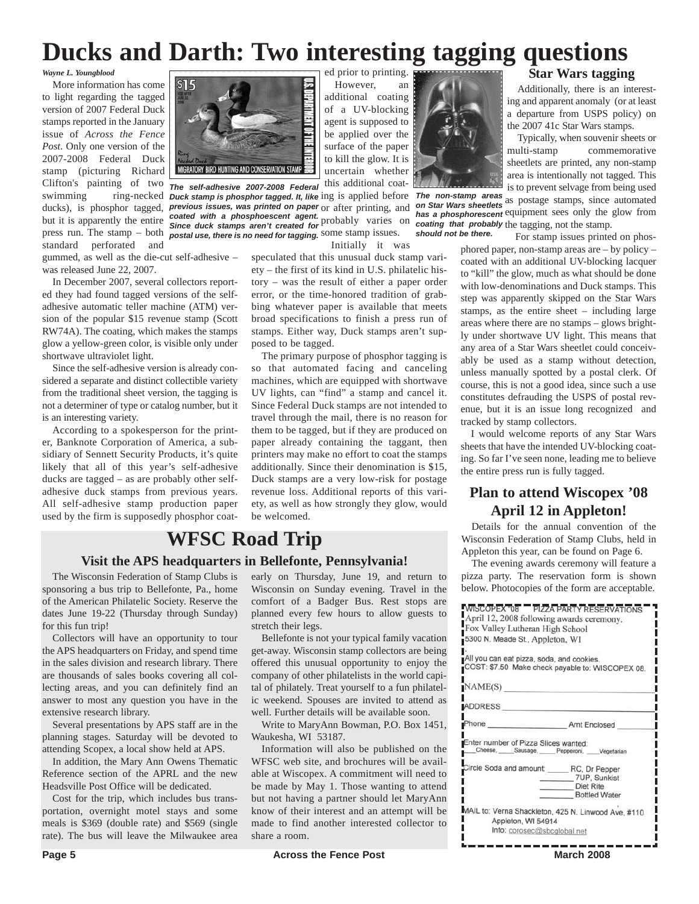# Ducks and Darth: Two interesting tagging questions

*Wayne L. Youngblood*

More information has come to light regarding the tagged version of 2007 Federal Duck stamps reported in the January issue of *Across the Fence Post*. Only one version of the 2007-2008 Federal Duck stamp (picturing Richard Clifton's painting of two swimming ring-necked ducks), is phosphor tagged, but it is apparently the entire press run. The stamp – both standard perforated and gummed, as well as the die-cut self-adhesive – was released June 22, 2007.

*The self-adhesive 2007-2008 Federal Duck stamp is phosphor tagged. It, like previous issues, was printed on paper coated with a phosphoescent agent. Since duck stamps aren't created for postal use, there is no need for tagging.*

In December 2007, several collectors reported they had found tagged versions of the self-adhesive automatic teller machine (ATM) version of the popular $15 revenue stamp (Scott RW74A). The coating, which makes the stamps glow a yellow-green color, is visible only under shortwave ultraviolet light.

Since the self-adhesive version is already considered a separate and distinct collectible variety from the traditional sheet version, the tagging is not a determiner of type or catalog number, but it is an interesting variety.

According to a spokesperson for the printer, Banknote Corporation of America, a subsidiary of Sennett Security Products, it's quite likely that all of this year's self-adhesive ducks are tagged – as are probably other self-adhesive duck stamps from previous years. All self-adhesive stamp production paper used by the firm is supposedly phosphor coated prior to printing.

However, an additional coating of a UV-blocking agent is supposed to be applied over the surface of the paper to kill the glow. It is uncertain whether this additional coating is applied before or after printing, and probably varies on some stamp issues.

Initially it was speculated that this unusual duck stamp variety – the first of its kind in U.S. philatelic history – was the result of either a paper order error, or the time-honored tradition of grabbing whatever paper is available that meets broad specifications to finish a press run of stamps. Either way, Duck stamps aren't supposed to be tagged.

The primary purpose of phosphor tagging is so that automated facing and canceling machines, which are equipped with shortwave UV lights, can "find" a stamp and cancel it. Since Federal Duck stamps are not intended to travel through the mail, there is no reason for them to be tagged, but if they are produced on paper already containing the taggant, then printers may make no effort to coat the stamps additionally. Since their denomination is $15, Duck stamps are a very low-risk for postage revenue loss. Additional reports of this variety, as well as how strongly they glow, would be welcomed.

### Star Wars tagging

*The non-stamp areas on Star Wars sheetlets has a phosphorescent coating that probably should not be there.*

Additionally, there is an interesting and apparent anomaly (or at least a departure from USPS policy) on the 2007 41c Star Wars stamps.

Typically, when souvenir sheets or multi-stamp commemorative sheetlets are printed, any non-stamp area is intentionally not tagged. This is to prevent selvage from being used as postage stamps, since automated equipment sees only the glow from the tagging, not the stamp.

For stamp issues printed on phosphored paper, non-stamp areas are – by policy – coated with an additional UV-blocking lacquer to "kill" the glow, much as what should be done with low-denominations and Duck stamps. This step was apparently skipped on the Star Wars stamps, as the entire sheet – including large areas where there are no stamps – glows brightly under shortwave UV light. This means that any area of a Star Wars sheetlet could conceivably be used as a stamp without detection, unless manually spotted by a postal clerk. Of course, this is not a good idea, since such a use constitutes defrauding the USPS of postal revenue, but it is an issue long recognized and tracked by stamp collectors.

I would welcome reports of any Star Wars sheets that have the intended UV-blocking coating. So far I've seen none, leading me to believe the entire press run is fully tagged.

## WFSC Road Trip

### Visit the APS headquarters in Bellefonte, Pennsylvania!

The Wisconsin Federation of Stamp Clubs is sponsoring a bus trip to Bellefonte, Pa., home of the American Philatelic Society. Reserve the dates June 19-22 (Thursday through Sunday) for this fun trip!

Collectors will have an opportunity to tour the APS headquarters on Friday, and spend time in the sales division and research library. There are thousands of sales books covering all collecting areas, and you can definitely find an answer to most any question you have in the extensive research library.

Several presentations by APS staff are in the planning stages. Saturday will be devoted to attending Scopex, a local show held at APS.

In addition, the Mary Ann Owens Thematic Reference section of the APRL and the new Headsville Post Office will be dedicated.

Cost for the trip, which includes bus transportation, overnight motel stays and some meals is $369 (double rate) and $569 (single rate). The bus will leave the Milwaukee area early on Thursday, June 19, and return to Wisconsin on Sunday evening. Travel in the comfort of a Badger Bus. Rest stops are planned every few hours to allow guests to stretch their legs.

Bellefonte is not your typical family vacation get-away. Wisconsin stamp collectors are being offered this unusual opportunity to enjoy the company of other philatelists in the world capital of philately. Treat yourself to a fun philatelic weekend. Spouses are invited to attend as well. Further details will be available soon.

Write to MaryAnn Bowman, P.O. Box 1451, Waukesha, WI 53187.

Information will also be published on the WFSC web site, and brochures will be available at Wiscopex. A commitment will need to be made by May 1. Those wanting to attend but not having a partner should let MaryAnn know of their interest and an attempt will be made to find another interested collector to share a room.

## Plan to attend Wiscopex '08 April 12 in Appleton!

Details for the annual convention of the Wisconsin Federation of Stamp Clubs, held in Appleton this year, can be found on Page 6.

The evening awards ceremony will feature a pizza party. The reservation form is shown below. Photocopies of the form are acceptable.

WISCOPEX '08 PIZZA PARTY RESERVATIONS
April 12, 2008 following awards ceremony.
Fox Valley Lutheran High School
5300 N. Meade St., Appleton, WI

All you can eat pizza, soda, and cookies.
COST: $7.50 Make check payable to: WISCOPEX 08.

NAME(S) ________________

ADDRESS ________________

Phone ____________ Amt Enclosed ________

Enter number of Pizza Slices wanted:
____Cheese, ____Sausage, ____Pepperoni, ____Vegetarian

Circle Soda and amount: ____ RC, Dr Pepper
________ 7UP, Sunkist
________ Diet Rite
________ Bottled Water

MAIL to: Verna Shackleton, 425 N. Linwood Ave, #110
Appleton, WI 54914
Info: corosec@sbcglobal.net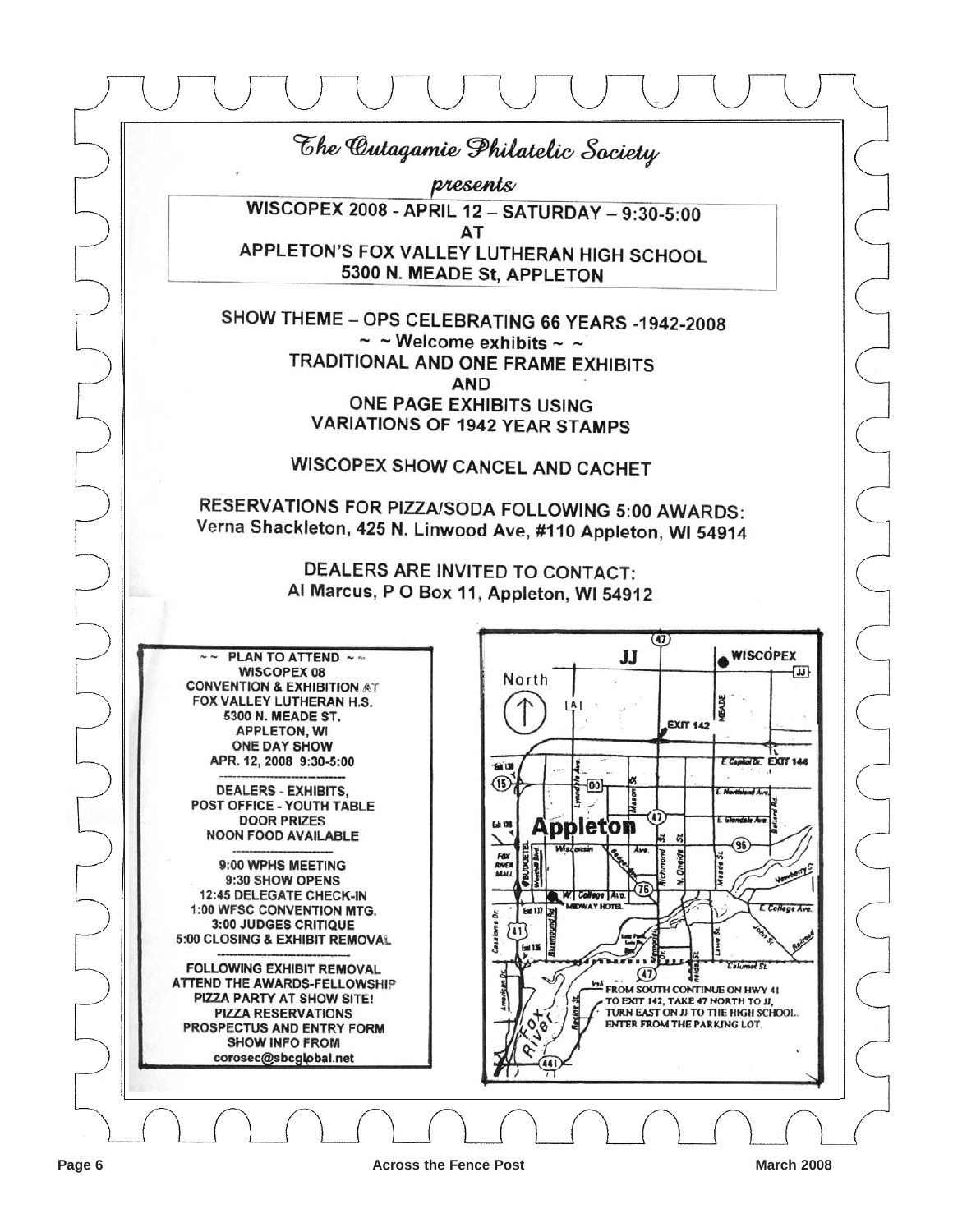# The Outagamie Philatelic Society

*presents*

**WISCOPEX 2008 - APRIL 12 – SATURDAY – 9:30-5:00**
**AT**
**APPLETON'S FOX VALLEY LUTHERAN HIGH SCHOOL**
**5300 N. MEADE St, APPLETON**

SHOW THEME – OPS CELEBRATING 66 YEARS -1942-2008

~ ~ Welcome exhibits ~ ~

TRADITIONAL AND ONE FRAME EXHIBITS

AND

ONE PAGE EXHIBITS USING VARIATIONS OF 1942 YEAR STAMPS

WISCOPEX SHOW CANCEL AND CACHET

RESERVATIONS FOR PIZZA/SODA FOLLOWING 5:00 AWARDS:
Verna Shackleton, 425 N. Linwood Ave, #110 Appleton, WI 54914

DEALERS ARE INVITED TO CONTACT:
Al Marcus, P O Box 11, Appleton, WI 54912

~~ PLAN TO ATTEND ~~
WISCOPEX 08
CONVENTION & EXHIBITION AT
FOX VALLEY LUTHERAN H.S.
5300 N. MEADE ST.
APPLETON, WI
ONE DAY SHOW
APR. 12, 2008 9:30-5:00

DEALERS - EXHIBITS,
POST OFFICE - YOUTH TABLE
DOOR PRIZES
NOON FOOD AVAILABLE

9:00 WPHS MEETING
9:30 SHOW OPENS
12:45 DELEGATE CHECK-IN
1:00 WFSC CONVENTION MTG.
3:00 JUDGES CRITIQUE
5:00 CLOSING & EXHIBIT REMOVAL

FOLLOWING EXHIBIT REMOVAL
ATTEND THE AWARDS-FELLOWSHIP
PIZZA PARTY AT SHOW SITE!
PIZZA RESERVATIONS
PROSPECTUS AND ENTRY FORM
SHOW INFO FROM
corosec@sbcglobal.net

WISCOPEX
North
JJ
EXIT 142
EXIT 144
Appleton
Fox River

FROM SOUTH CONTINUE ON HWY 41 TO EXIT 142, TAKE 47 NORTH TO JJ, TURN EAST ON JJ TO THE HIGH SCHOOL. ENTER FROM THE PARKING LOT.